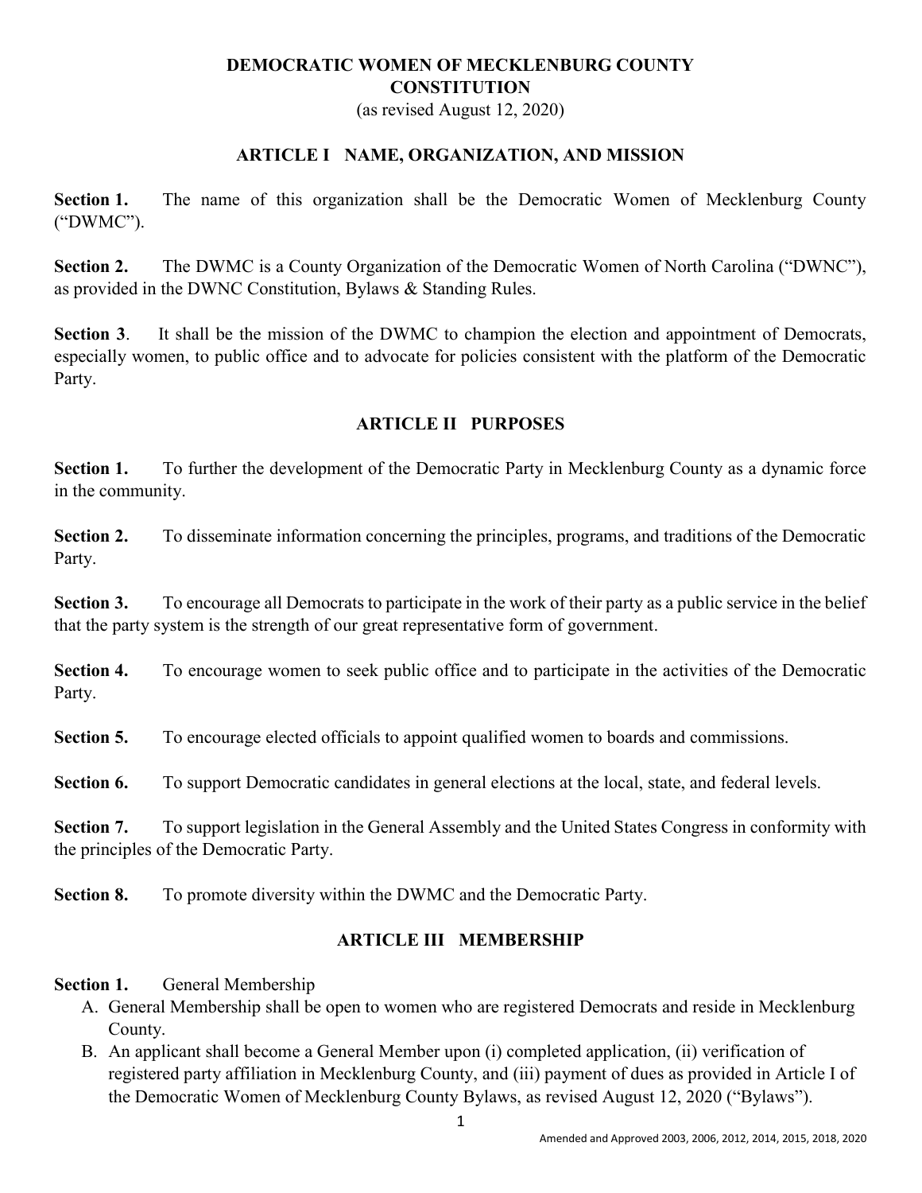# DEMOCRATIC WOMEN OF MECKLENBURG COUNTY CONSTITUTION

(as revised August 12, 2020)

## ARTICLE I NAME, ORGANIZATION, AND MISSION

**Section 1.** The name of this organization shall be the Democratic Women of Mecklenburg County ("DWMC").

**Section 2.** The DWMC is a County Organization of the Democratic Women of North Carolina ("DWNC"), as provided in the DWNC Constitution, Bylaws & Standing Rules.

**Section 3**. It shall be the mission of the DWMC to champion the election and appointment of Democrats, especially women, to public office and to advocate for policies consistent with the platform of the Democratic Party.

## ARTICLE II PURPOSES

**Section 1.** To further the development of the Democratic Party in Mecklenburg County as a dynamic force in the community.

**Section 2.** To disseminate information concerning the principles, programs, and traditions of the Democratic Party.

**Section 3.** To encourage all Democrats to participate in the work of their party as a public service in the belief that the party system is the strength of our great representative form of government.

**Section 4.** To encourage women to seek public office and to participate in the activities of the Democratic Party.

**Section 5.** To encourage elected officials to appoint qualified women to boards and commissions.

**Section 6.** To support Democratic candidates in general elections at the local, state, and federal levels.

**Section 7.** To support legislation in the General Assembly and the United States Congress in conformity with the principles of the Democratic Party.

**Section 8.** To promote diversity within the DWMC and the Democratic Party.

## ARTICLE III MEMBERSHIP

**Section 1.** General Membership

A. General Membership shall be open to women who are registered Democrats and reside in Mecklenburg County.
B. An applicant shall become a General Member upon (i) completed application, (ii) verification of registered party affiliation in Mecklenburg County, and (iii) payment of dues as provided in Article I of the Democratic Women of Mecklenburg County Bylaws, as revised August 12, 2020 ("Bylaws").

Amended and Approved 2003, 2006, 2012, 2014, 2015, 2018, 2020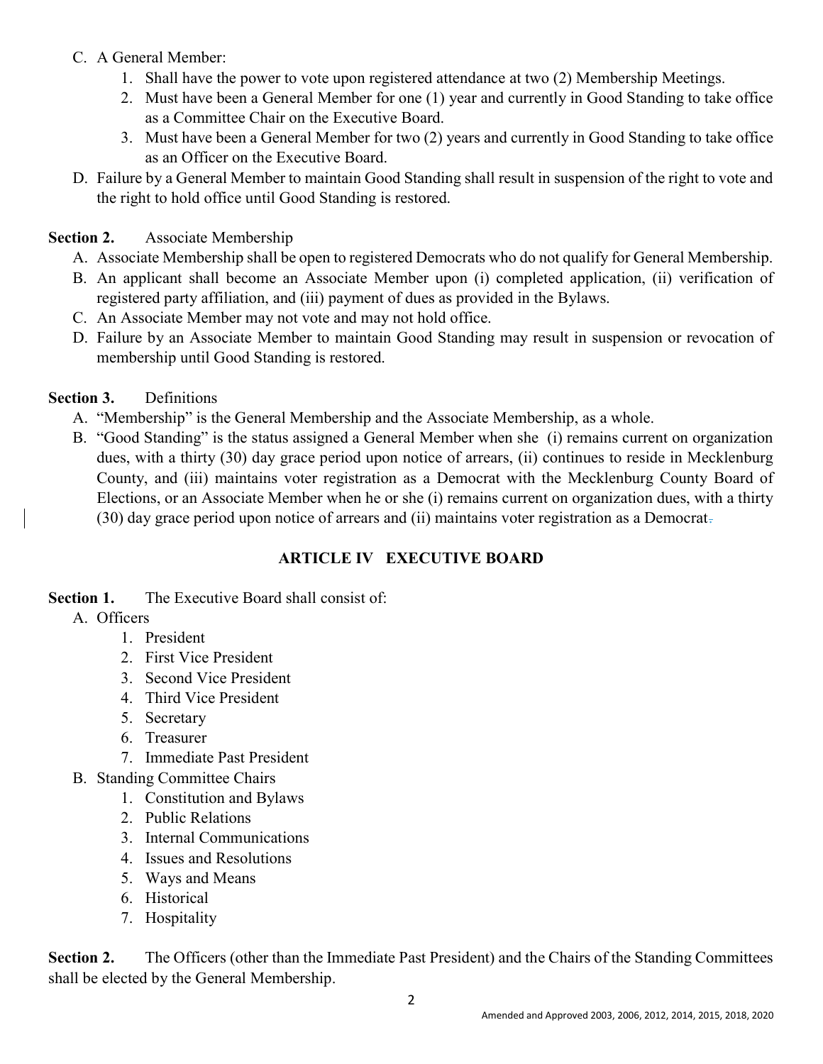C. A General Member:
   1. Shall have the power to vote upon registered attendance at two (2) Membership Meetings.
   2. Must have been a General Member for one (1) year and currently in Good Standing to take office as a Committee Chair on the Executive Board.
   3. Must have been a General Member for two (2) years and currently in Good Standing to take office as an Officer on the Executive Board.

D. Failure by a General Member to maintain Good Standing shall result in suspension of the right to vote and the right to hold office until Good Standing is restored.

**Section 2.** Associate Membership

A. Associate Membership shall be open to registered Democrats who do not qualify for General Membership.

B. An applicant shall become an Associate Member upon (i) completed application, (ii) verification of registered party affiliation, and (iii) payment of dues as provided in the Bylaws.

C. An Associate Member may not vote and may not hold office.

D. Failure by an Associate Member to maintain Good Standing may result in suspension or revocation of membership until Good Standing is restored.

**Section 3.** Definitions

A. "Membership" is the General Membership and the Associate Membership, as a whole.

B. "Good Standing" is the status assigned a General Member when she (i) remains current on organization dues, with a thirty (30) day grace period upon notice of arrears, (ii) continues to reside in Mecklenburg County, and (iii) maintains voter registration as a Democrat with the Mecklenburg County Board of Elections, or an Associate Member when he or she (i) remains current on organization dues, with a thirty (30) day grace period upon notice of arrears and (ii) maintains voter registration as a Democrat.

## ARTICLE IV EXECUTIVE BOARD

**Section 1.** The Executive Board shall consist of:

A. Officers
   1. President
   2. First Vice President
   3. Second Vice President
   4. Third Vice President
   5. Secretary
   6. Treasurer
   7. Immediate Past President

B. Standing Committee Chairs
   1. Constitution and Bylaws
   2. Public Relations
   3. Internal Communications
   4. Issues and Resolutions
   5. Ways and Means
   6. Historical
   7. Hospitality

**Section 2.** The Officers (other than the Immediate Past President) and the Chairs of the Standing Committees shall be elected by the General Membership.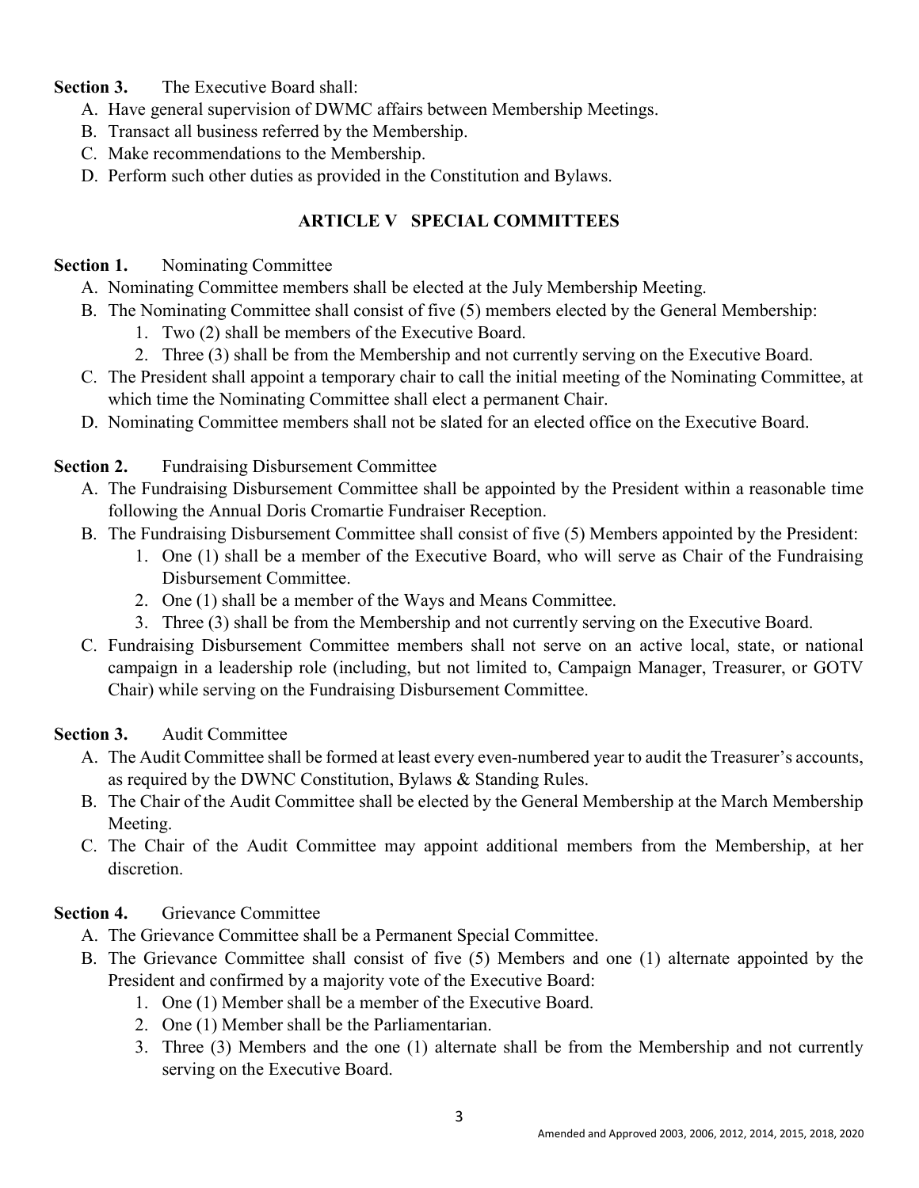**Section 3.** The Executive Board shall:

A. Have general supervision of DWMC affairs between Membership Meetings.
B. Transact all business referred by the Membership.
C. Make recommendations to the Membership.
D. Perform such other duties as provided in the Constitution and Bylaws.

## ARTICLE V SPECIAL COMMITTEES

**Section 1.** Nominating Committee

A. Nominating Committee members shall be elected at the July Membership Meeting.
B. The Nominating Committee shall consist of five (5) members elected by the General Membership:
   1. Two (2) shall be members of the Executive Board.
   2. Three (3) shall be from the Membership and not currently serving on the Executive Board.
C. The President shall appoint a temporary chair to call the initial meeting of the Nominating Committee, at which time the Nominating Committee shall elect a permanent Chair.
D. Nominating Committee members shall not be slated for an elected office on the Executive Board.

**Section 2.** Fundraising Disbursement Committee

A. The Fundraising Disbursement Committee shall be appointed by the President within a reasonable time following the Annual Doris Cromartie Fundraiser Reception.
B. The Fundraising Disbursement Committee shall consist of five (5) Members appointed by the President:
   1. One (1) shall be a member of the Executive Board, who will serve as Chair of the Fundraising Disbursement Committee.
   2. One (1) shall be a member of the Ways and Means Committee.
   3. Three (3) shall be from the Membership and not currently serving on the Executive Board.
C. Fundraising Disbursement Committee members shall not serve on an active local, state, or national campaign in a leadership role (including, but not limited to, Campaign Manager, Treasurer, or GOTV Chair) while serving on the Fundraising Disbursement Committee.

**Section 3.** Audit Committee

A. The Audit Committee shall be formed at least every even-numbered year to audit the Treasurer's accounts, as required by the DWNC Constitution, Bylaws & Standing Rules.
B. The Chair of the Audit Committee shall be elected by the General Membership at the March Membership Meeting.
C. The Chair of the Audit Committee may appoint additional members from the Membership, at her discretion.

**Section 4.** Grievance Committee

A. The Grievance Committee shall be a Permanent Special Committee.
B. The Grievance Committee shall consist of five (5) Members and one (1) alternate appointed by the President and confirmed by a majority vote of the Executive Board:
   1. One (1) Member shall be a member of the Executive Board.
   2. One (1) Member shall be the Parliamentarian.
   3. Three (3) Members and the one (1) alternate shall be from the Membership and not currently serving on the Executive Board.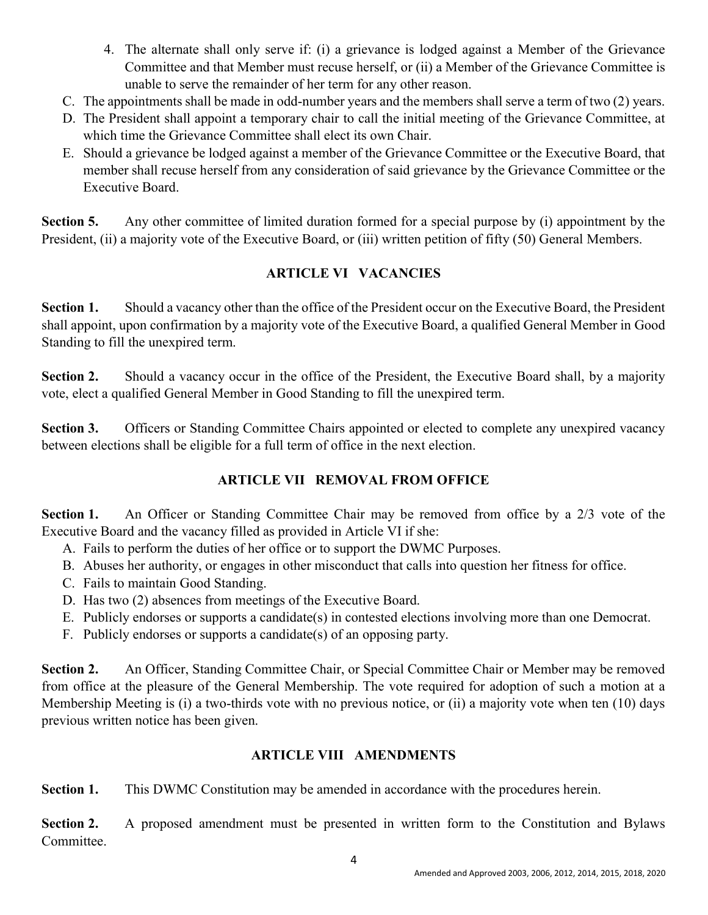4. The alternate shall only serve if: (i) a grievance is lodged against a Member of the Grievance Committee and that Member must recuse herself, or (ii) a Member of the Grievance Committee is unable to serve the remainder of her term for any other reason.

C. The appointments shall be made in odd-number years and the members shall serve a term of two (2) years.

D. The President shall appoint a temporary chair to call the initial meeting of the Grievance Committee, at which time the Grievance Committee shall elect its own Chair.

E. Should a grievance be lodged against a member of the Grievance Committee or the Executive Board, that member shall recuse herself from any consideration of said grievance by the Grievance Committee or the Executive Board.

**Section 5.** Any other committee of limited duration formed for a special purpose by (i) appointment by the President, (ii) a majority vote of the Executive Board, or (iii) written petition of fifty (50) General Members.

## ARTICLE VI VACANCIES

**Section 1.** Should a vacancy other than the office of the President occur on the Executive Board, the President shall appoint, upon confirmation by a majority vote of the Executive Board, a qualified General Member in Good Standing to fill the unexpired term.

**Section 2.** Should a vacancy occur in the office of the President, the Executive Board shall, by a majority vote, elect a qualified General Member in Good Standing to fill the unexpired term.

**Section 3.** Officers or Standing Committee Chairs appointed or elected to complete any unexpired vacancy between elections shall be eligible for a full term of office in the next election.

## ARTICLE VII REMOVAL FROM OFFICE

**Section 1.** An Officer or Standing Committee Chair may be removed from office by a 2/3 vote of the Executive Board and the vacancy filled as provided in Article VI if she:

A. Fails to perform the duties of her office or to support the DWMC Purposes.
B. Abuses her authority, or engages in other misconduct that calls into question her fitness for office.
C. Fails to maintain Good Standing.
D. Has two (2) absences from meetings of the Executive Board.
E. Publicly endorses or supports a candidate(s) in contested elections involving more than one Democrat.
F. Publicly endorses or supports a candidate(s) of an opposing party.

**Section 2.** An Officer, Standing Committee Chair, or Special Committee Chair or Member may be removed from office at the pleasure of the General Membership. The vote required for adoption of such a motion at a Membership Meeting is (i) a two-thirds vote with no previous notice, or (ii) a majority vote when ten (10) days previous written notice has been given.

## ARTICLE VIII AMENDMENTS

**Section 1.** This DWMC Constitution may be amended in accordance with the procedures herein.

**Section 2.** A proposed amendment must be presented in written form to the Constitution and Bylaws Committee.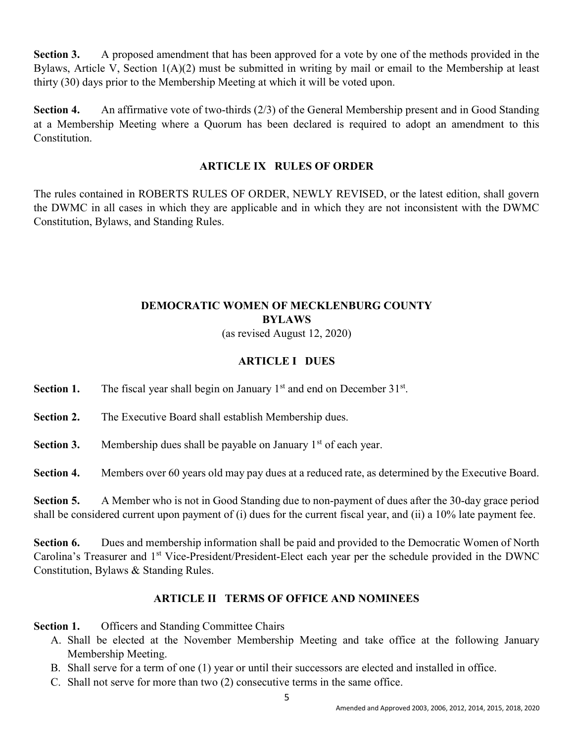**Section 3.** A proposed amendment that has been approved for a vote by one of the methods provided in the Bylaws, Article V, Section 1(A)(2) must be submitted in writing by mail or email to the Membership at least thirty (30) days prior to the Membership Meeting at which it will be voted upon.

**Section 4.** An affirmative vote of two-thirds (2/3) of the General Membership present and in Good Standing at a Membership Meeting where a Quorum has been declared is required to adopt an amendment to this Constitution.

## ARTICLE IX RULES OF ORDER

The rules contained in ROBERTS RULES OF ORDER, NEWLY REVISED, or the latest edition, shall govern the DWMC in all cases in which they are applicable and in which they are not inconsistent with the DWMC Constitution, Bylaws, and Standing Rules.

# DEMOCRATIC WOMEN OF MECKLENBURG COUNTY BYLAWS

(as revised August 12, 2020)

## ARTICLE I DUES

**Section 1.** The fiscal year shall begin on January 1st and end on December 31st.

**Section 2.** The Executive Board shall establish Membership dues.

**Section 3.** Membership dues shall be payable on January 1st of each year.

**Section 4.** Members over 60 years old may pay dues at a reduced rate, as determined by the Executive Board.

**Section 5.** A Member who is not in Good Standing due to non-payment of dues after the 30-day grace period shall be considered current upon payment of (i) dues for the current fiscal year, and (ii) a 10% late payment fee.

**Section 6.** Dues and membership information shall be paid and provided to the Democratic Women of North Carolina's Treasurer and 1st Vice-President/President-Elect each year per the schedule provided in the DWNC Constitution, Bylaws & Standing Rules.

## ARTICLE II TERMS OF OFFICE AND NOMINEES

**Section 1.** Officers and Standing Committee Chairs

A. Shall be elected at the November Membership Meeting and take office at the following January Membership Meeting.
B. Shall serve for a term of one (1) year or until their successors are elected and installed in office.
C. Shall not serve for more than two (2) consecutive terms in the same office.

Amended and Approved 2003, 2006, 2012, 2014, 2015, 2018, 2020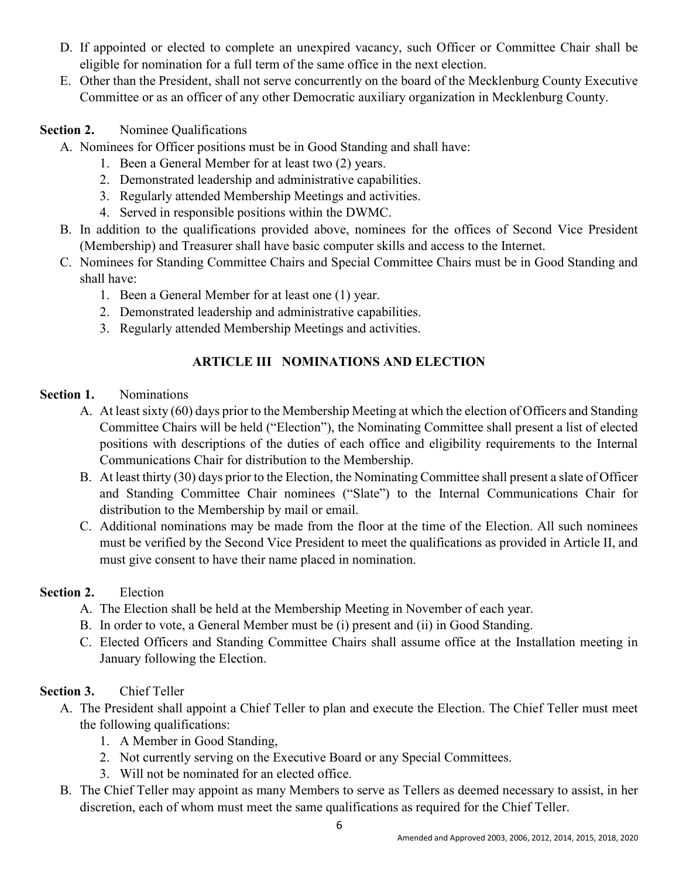D. If appointed or elected to complete an unexpired vacancy, such Officer or Committee Chair shall be eligible for nomination for a full term of the same office in the next election.
E. Other than the President, shall not serve concurrently on the board of the Mecklenburg County Executive Committee or as an officer of any other Democratic auxiliary organization in Mecklenburg County.

**Section 2.** Nominee Qualifications

A. Nominees for Officer positions must be in Good Standing and shall have:
   1. Been a General Member for at least two (2) years.
   2. Demonstrated leadership and administrative capabilities.
   3. Regularly attended Membership Meetings and activities.
   4. Served in responsible positions within the DWMC.
B. In addition to the qualifications provided above, nominees for the offices of Second Vice President (Membership) and Treasurer shall have basic computer skills and access to the Internet.
C. Nominees for Standing Committee Chairs and Special Committee Chairs must be in Good Standing and shall have:
   1. Been a General Member for at least one (1) year.
   2. Demonstrated leadership and administrative capabilities.
   3. Regularly attended Membership Meetings and activities.

## ARTICLE III NOMINATIONS AND ELECTION

**Section 1.** Nominations

A. At least sixty (60) days prior to the Membership Meeting at which the election of Officers and Standing Committee Chairs will be held ("Election"), the Nominating Committee shall present a list of elected positions with descriptions of the duties of each office and eligibility requirements to the Internal Communications Chair for distribution to the Membership.
B. At least thirty (30) days prior to the Election, the Nominating Committee shall present a slate of Officer and Standing Committee Chair nominees ("Slate") to the Internal Communications Chair for distribution to the Membership by mail or email.
C. Additional nominations may be made from the floor at the time of the Election. All such nominees must be verified by the Second Vice President to meet the qualifications as provided in Article II, and must give consent to have their name placed in nomination.

**Section 2.** Election

A. The Election shall be held at the Membership Meeting in November of each year.
B. In order to vote, a General Member must be (i) present and (ii) in Good Standing.
C. Elected Officers and Standing Committee Chairs shall assume office at the Installation meeting in January following the Election.

**Section 3.** Chief Teller

A. The President shall appoint a Chief Teller to plan and execute the Election. The Chief Teller must meet the following qualifications:
   1. A Member in Good Standing,
   2. Not currently serving on the Executive Board or any Special Committees.
   3. Will not be nominated for an elected office.
B. The Chief Teller may appoint as many Members to serve as Tellers as deemed necessary to assist, in her discretion, each of whom must meet the same qualifications as required for the Chief Teller.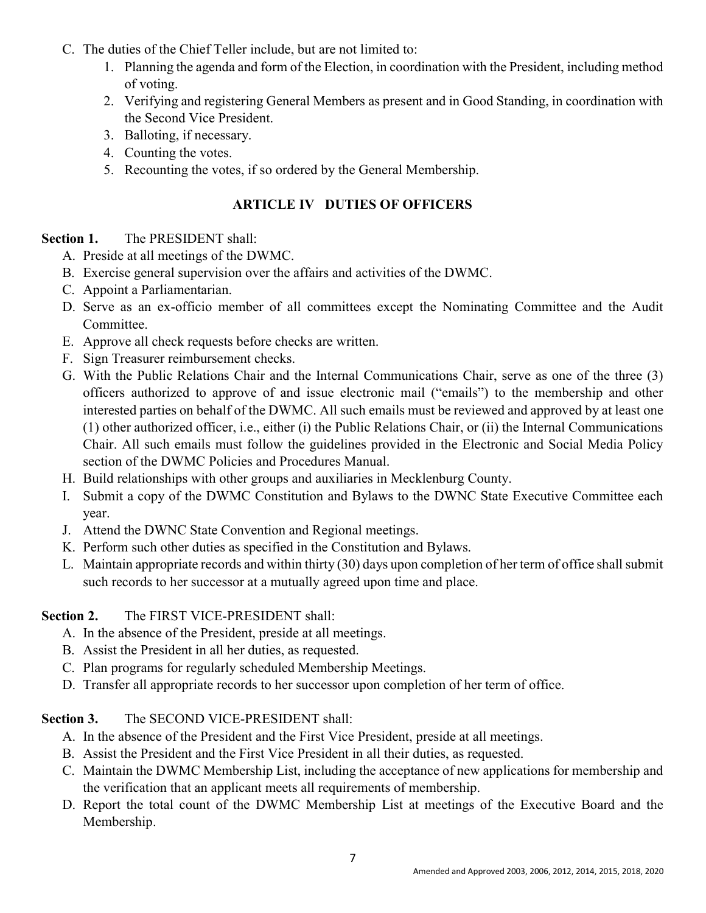C. The duties of the Chief Teller include, but are not limited to:
    1. Planning the agenda and form of the Election, in coordination with the President, including method of voting.
    2. Verifying and registering General Members as present and in Good Standing, in coordination with the Second Vice President.
    3. Balloting, if necessary.
    4. Counting the votes.
    5. Recounting the votes, if so ordered by the General Membership.

## ARTICLE IV DUTIES OF OFFICERS

**Section 1.** The PRESIDENT shall:

A. Preside at all meetings of the DWMC.
B. Exercise general supervision over the affairs and activities of the DWMC.
C. Appoint a Parliamentarian.
D. Serve as an ex-officio member of all committees except the Nominating Committee and the Audit Committee.
E. Approve all check requests before checks are written.
F. Sign Treasurer reimbursement checks.
G. With the Public Relations Chair and the Internal Communications Chair, serve as one of the three (3) officers authorized to approve of and issue electronic mail ("emails") to the membership and other interested parties on behalf of the DWMC. All such emails must be reviewed and approved by at least one (1) other authorized officer, i.e., either (i) the Public Relations Chair, or (ii) the Internal Communications Chair. All such emails must follow the guidelines provided in the Electronic and Social Media Policy section of the DWMC Policies and Procedures Manual.
H. Build relationships with other groups and auxiliaries in Mecklenburg County.
I. Submit a copy of the DWMC Constitution and Bylaws to the DWNC State Executive Committee each year.
J. Attend the DWNC State Convention and Regional meetings.
K. Perform such other duties as specified in the Constitution and Bylaws.
L. Maintain appropriate records and within thirty (30) days upon completion of her term of office shall submit such records to her successor at a mutually agreed upon time and place.

**Section 2.** The FIRST VICE-PRESIDENT shall:

A. In the absence of the President, preside at all meetings.
B. Assist the President in all her duties, as requested.
C. Plan programs for regularly scheduled Membership Meetings.
D. Transfer all appropriate records to her successor upon completion of her term of office.

**Section 3.** The SECOND VICE-PRESIDENT shall:

A. In the absence of the President and the First Vice President, preside at all meetings.
B. Assist the President and the First Vice President in all their duties, as requested.
C. Maintain the DWMC Membership List, including the acceptance of new applications for membership and the verification that an applicant meets all requirements of membership.
D. Report the total count of the DWMC Membership List at meetings of the Executive Board and the Membership.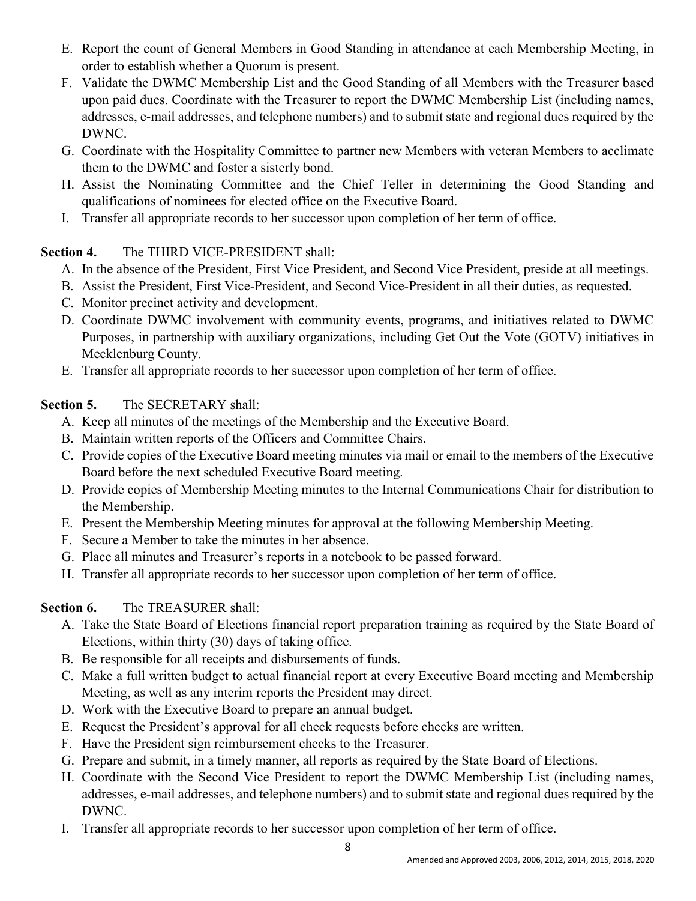E. Report the count of General Members in Good Standing in attendance at each Membership Meeting, in order to establish whether a Quorum is present.
F. Validate the DWMC Membership List and the Good Standing of all Members with the Treasurer based upon paid dues. Coordinate with the Treasurer to report the DWMC Membership List (including names, addresses, e-mail addresses, and telephone numbers) and to submit state and regional dues required by the DWNC.
G. Coordinate with the Hospitality Committee to partner new Members with veteran Members to acclimate them to the DWMC and foster a sisterly bond.
H. Assist the Nominating Committee and the Chief Teller in determining the Good Standing and qualifications of nominees for elected office on the Executive Board.
I. Transfer all appropriate records to her successor upon completion of her term of office.

**Section 4.** The THIRD VICE-PRESIDENT shall:

A. In the absence of the President, First Vice President, and Second Vice President, preside at all meetings.
B. Assist the President, First Vice-President, and Second Vice-President in all their duties, as requested.
C. Monitor precinct activity and development.
D. Coordinate DWMC involvement with community events, programs, and initiatives related to DWMC Purposes, in partnership with auxiliary organizations, including Get Out the Vote (GOTV) initiatives in Mecklenburg County.
E. Transfer all appropriate records to her successor upon completion of her term of office.

**Section 5.** The SECRETARY shall:

A. Keep all minutes of the meetings of the Membership and the Executive Board.
B. Maintain written reports of the Officers and Committee Chairs.
C. Provide copies of the Executive Board meeting minutes via mail or email to the members of the Executive Board before the next scheduled Executive Board meeting.
D. Provide copies of Membership Meeting minutes to the Internal Communications Chair for distribution to the Membership.
E. Present the Membership Meeting minutes for approval at the following Membership Meeting.
F. Secure a Member to take the minutes in her absence.
G. Place all minutes and Treasurer's reports in a notebook to be passed forward.
H. Transfer all appropriate records to her successor upon completion of her term of office.

**Section 6.** The TREASURER shall:

A. Take the State Board of Elections financial report preparation training as required by the State Board of Elections, within thirty (30) days of taking office.
B. Be responsible for all receipts and disbursements of funds.
C. Make a full written budget to actual financial report at every Executive Board meeting and Membership Meeting, as well as any interim reports the President may direct.
D. Work with the Executive Board to prepare an annual budget.
E. Request the President's approval for all check requests before checks are written.
F. Have the President sign reimbursement checks to the Treasurer.
G. Prepare and submit, in a timely manner, all reports as required by the State Board of Elections.
H. Coordinate with the Second Vice President to report the DWMC Membership List (including names, addresses, e-mail addresses, and telephone numbers) and to submit state and regional dues required by the DWNC.
I. Transfer all appropriate records to her successor upon completion of her term of office.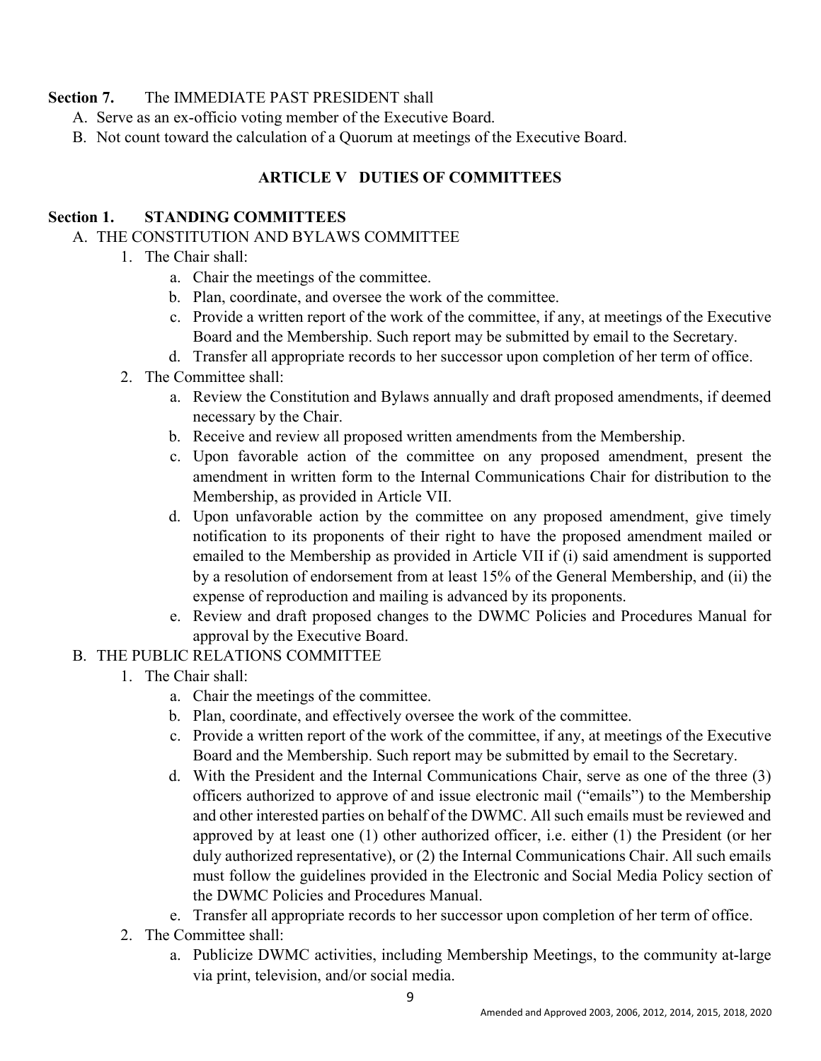**Section 7.** The IMMEDIATE PAST PRESIDENT shall

A. Serve as an ex-officio voting member of the Executive Board.
B. Not count toward the calculation of a Quorum at meetings of the Executive Board.

## ARTICLE V DUTIES OF COMMITTEES

**Section 1. STANDING COMMITTEES**

A. THE CONSTITUTION AND BYLAWS COMMITTEE
   1. The Chair shall:
      a. Chair the meetings of the committee.
      b. Plan, coordinate, and oversee the work of the committee.
      c. Provide a written report of the work of the committee, if any, at meetings of the Executive Board and the Membership. Such report may be submitted by email to the Secretary.
      d. Transfer all appropriate records to her successor upon completion of her term of office.
   2. The Committee shall:
      a. Review the Constitution and Bylaws annually and draft proposed amendments, if deemed necessary by the Chair.
      b. Receive and review all proposed written amendments from the Membership.
      c. Upon favorable action of the committee on any proposed amendment, present the amendment in written form to the Internal Communications Chair for distribution to the Membership, as provided in Article VII.
      d. Upon unfavorable action by the committee on any proposed amendment, give timely notification to its proponents of their right to have the proposed amendment mailed or emailed to the Membership as provided in Article VII if (i) said amendment is supported by a resolution of endorsement from at least 15% of the General Membership, and (ii) the expense of reproduction and mailing is advanced by its proponents.
      e. Review and draft proposed changes to the DWMC Policies and Procedures Manual for approval by the Executive Board.

B. THE PUBLIC RELATIONS COMMITTEE
   1. The Chair shall:
      a. Chair the meetings of the committee.
      b. Plan, coordinate, and effectively oversee the work of the committee.
      c. Provide a written report of the work of the committee, if any, at meetings of the Executive Board and the Membership. Such report may be submitted by email to the Secretary.
      d. With the President and the Internal Communications Chair, serve as one of the three (3) officers authorized to approve of and issue electronic mail ("emails") to the Membership and other interested parties on behalf of the DWMC. All such emails must be reviewed and approved by at least one (1) other authorized officer, i.e. either (1) the President (or her duly authorized representative), or (2) the Internal Communications Chair. All such emails must follow the guidelines provided in the Electronic and Social Media Policy section of the DWMC Policies and Procedures Manual.
      e. Transfer all appropriate records to her successor upon completion of her term of office.
   2. The Committee shall:
      a. Publicize DWMC activities, including Membership Meetings, to the community at-large via print, television, and/or social media.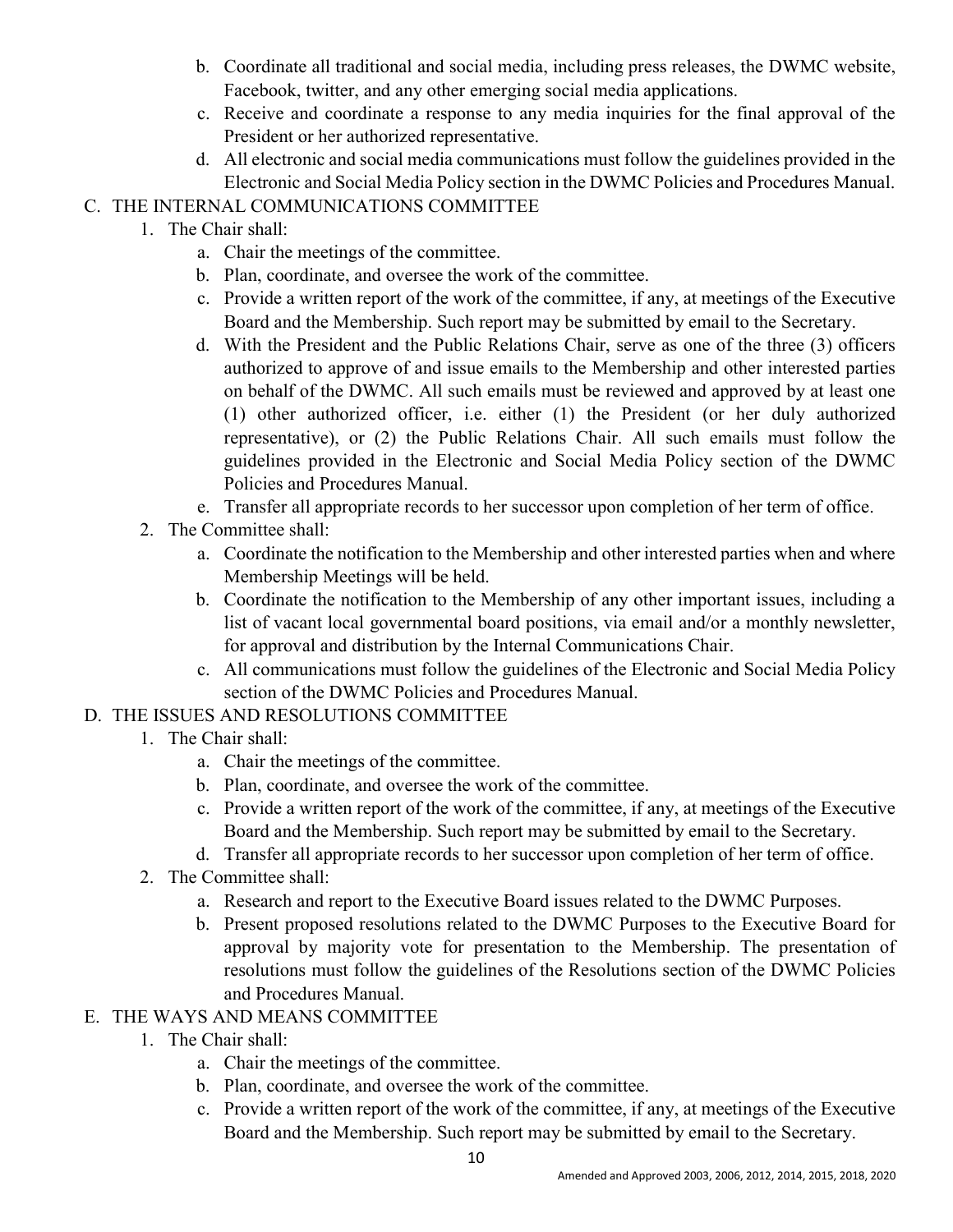b. Coordinate all traditional and social media, including press releases, the DWMC website, Facebook, twitter, and any other emerging social media applications.
c. Receive and coordinate a response to any media inquiries for the final approval of the President or her authorized representative.
d. All electronic and social media communications must follow the guidelines provided in the Electronic and Social Media Policy section in the DWMC Policies and Procedures Manual.

C. THE INTERNAL COMMUNICATIONS COMMITTEE

1. The Chair shall:
   a. Chair the meetings of the committee.
   b. Plan, coordinate, and oversee the work of the committee.
   c. Provide a written report of the work of the committee, if any, at meetings of the Executive Board and the Membership. Such report may be submitted by email to the Secretary.
   d. With the President and the Public Relations Chair, serve as one of the three (3) officers authorized to approve of and issue emails to the Membership and other interested parties on behalf of the DWMC. All such emails must be reviewed and approved by at least one (1) other authorized officer, i.e. either (1) the President (or her duly authorized representative), or (2) the Public Relations Chair. All such emails must follow the guidelines provided in the Electronic and Social Media Policy section of the DWMC Policies and Procedures Manual.
   e. Transfer all appropriate records to her successor upon completion of her term of office.
2. The Committee shall:
   a. Coordinate the notification to the Membership and other interested parties when and where Membership Meetings will be held.
   b. Coordinate the notification to the Membership of any other important issues, including a list of vacant local governmental board positions, via email and/or a monthly newsletter, for approval and distribution by the Internal Communications Chair.
   c. All communications must follow the guidelines of the Electronic and Social Media Policy section of the DWMC Policies and Procedures Manual.

D. THE ISSUES AND RESOLUTIONS COMMITTEE

1. The Chair shall:
   a. Chair the meetings of the committee.
   b. Plan, coordinate, and oversee the work of the committee.
   c. Provide a written report of the work of the committee, if any, at meetings of the Executive Board and the Membership. Such report may be submitted by email to the Secretary.
   d. Transfer all appropriate records to her successor upon completion of her term of office.
2. The Committee shall:
   a. Research and report to the Executive Board issues related to the DWMC Purposes.
   b. Present proposed resolutions related to the DWMC Purposes to the Executive Board for approval by majority vote for presentation to the Membership. The presentation of resolutions must follow the guidelines of the Resolutions section of the DWMC Policies and Procedures Manual.

E. THE WAYS AND MEANS COMMITTEE

1. The Chair shall:
   a. Chair the meetings of the committee.
   b. Plan, coordinate, and oversee the work of the committee.
   c. Provide a written report of the work of the committee, if any, at meetings of the Executive Board and the Membership. Such report may be submitted by email to the Secretary.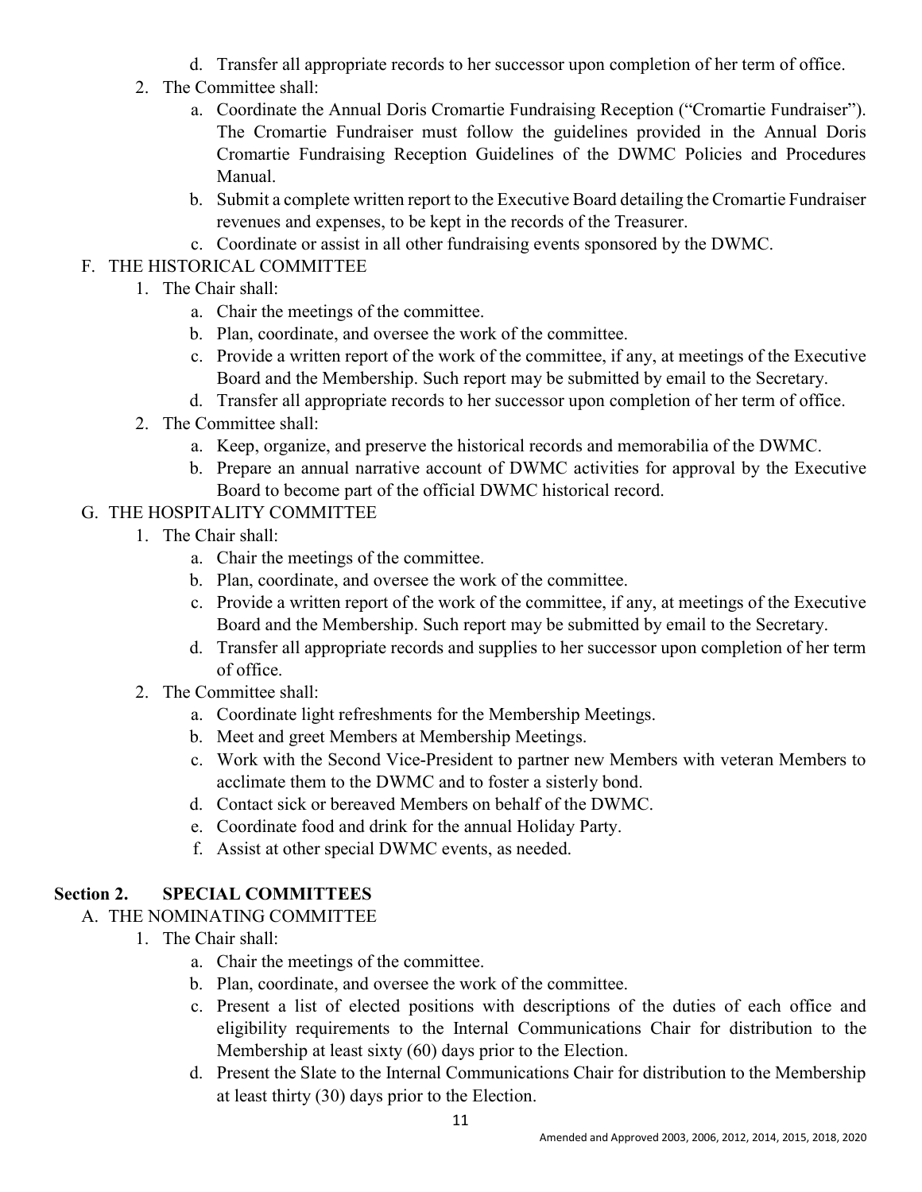d. Transfer all appropriate records to her successor upon completion of her term of office.

2. The Committee shall:
   a. Coordinate the Annual Doris Cromartie Fundraising Reception ("Cromartie Fundraiser"). The Cromartie Fundraiser must follow the guidelines provided in the Annual Doris Cromartie Fundraising Reception Guidelines of the DWMC Policies and Procedures Manual.
   b. Submit a complete written report to the Executive Board detailing the Cromartie Fundraiser revenues and expenses, to be kept in the records of the Treasurer.
   c. Coordinate or assist in all other fundraising events sponsored by the DWMC.

F. THE HISTORICAL COMMITTEE

1. The Chair shall:
   a. Chair the meetings of the committee.
   b. Plan, coordinate, and oversee the work of the committee.
   c. Provide a written report of the work of the committee, if any, at meetings of the Executive Board and the Membership. Such report may be submitted by email to the Secretary.
   d. Transfer all appropriate records to her successor upon completion of her term of office.
2. The Committee shall:
   a. Keep, organize, and preserve the historical records and memorabilia of the DWMC.
   b. Prepare an annual narrative account of DWMC activities for approval by the Executive Board to become part of the official DWMC historical record.

G. THE HOSPITALITY COMMITTEE

1. The Chair shall:
   a. Chair the meetings of the committee.
   b. Plan, coordinate, and oversee the work of the committee.
   c. Provide a written report of the work of the committee, if any, at meetings of the Executive Board and the Membership. Such report may be submitted by email to the Secretary.
   d. Transfer all appropriate records and supplies to her successor upon completion of her term of office.
2. The Committee shall:
   a. Coordinate light refreshments for the Membership Meetings.
   b. Meet and greet Members at Membership Meetings.
   c. Work with the Second Vice-President to partner new Members with veteran Members to acclimate them to the DWMC and to foster a sisterly bond.
   d. Contact sick or bereaved Members on behalf of the DWMC.
   e. Coordinate food and drink for the annual Holiday Party.
   f. Assist at other special DWMC events, as needed.

## Section 2. SPECIAL COMMITTEES

A. THE NOMINATING COMMITTEE

1. The Chair shall:
   a. Chair the meetings of the committee.
   b. Plan, coordinate, and oversee the work of the committee.
   c. Present a list of elected positions with descriptions of the duties of each office and eligibility requirements to the Internal Communications Chair for distribution to the Membership at least sixty (60) days prior to the Election.
   d. Present the Slate to the Internal Communications Chair for distribution to the Membership at least thirty (30) days prior to the Election.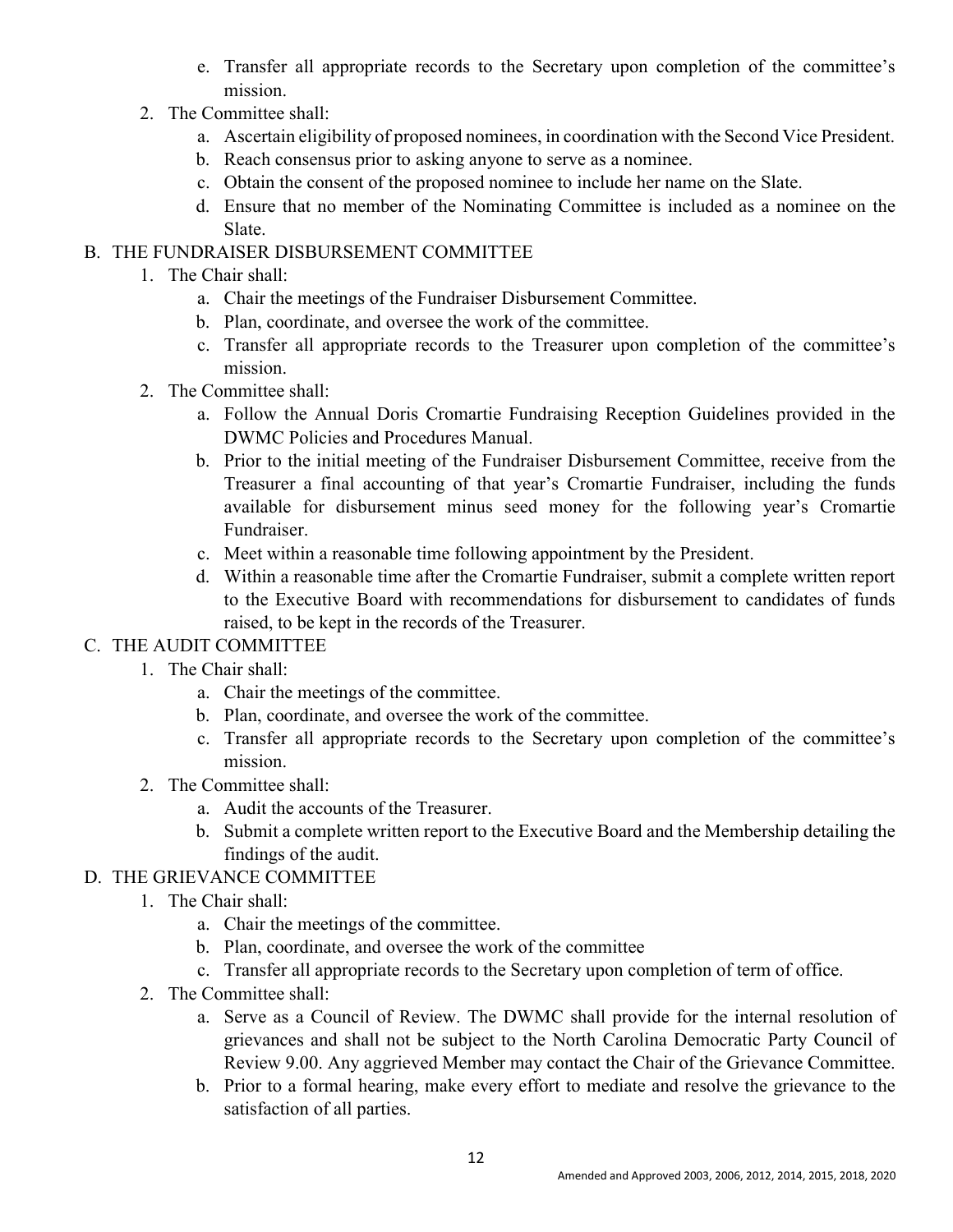e. Transfer all appropriate records to the Secretary upon completion of the committee's mission.

2. The Committee shall:
   a. Ascertain eligibility of proposed nominees, in coordination with the Second Vice President.
   b. Reach consensus prior to asking anyone to serve as a nominee.
   c. Obtain the consent of the proposed nominee to include her name on the Slate.
   d. Ensure that no member of the Nominating Committee is included as a nominee on the Slate.

B. THE FUNDRAISER DISBURSEMENT COMMITTEE

1. The Chair shall:
   a. Chair the meetings of the Fundraiser Disbursement Committee.
   b. Plan, coordinate, and oversee the work of the committee.
   c. Transfer all appropriate records to the Treasurer upon completion of the committee's mission.
2. The Committee shall:
   a. Follow the Annual Doris Cromartie Fundraising Reception Guidelines provided in the DWMC Policies and Procedures Manual.
   b. Prior to the initial meeting of the Fundraiser Disbursement Committee, receive from the Treasurer a final accounting of that year's Cromartie Fundraiser, including the funds available for disbursement minus seed money for the following year's Cromartie Fundraiser.
   c. Meet within a reasonable time following appointment by the President.
   d. Within a reasonable time after the Cromartie Fundraiser, submit a complete written report to the Executive Board with recommendations for disbursement to candidates of funds raised, to be kept in the records of the Treasurer.

C. THE AUDIT COMMITTEE

1. The Chair shall:
   a. Chair the meetings of the committee.
   b. Plan, coordinate, and oversee the work of the committee.
   c. Transfer all appropriate records to the Secretary upon completion of the committee's mission.
2. The Committee shall:
   a. Audit the accounts of the Treasurer.
   b. Submit a complete written report to the Executive Board and the Membership detailing the findings of the audit.

D. THE GRIEVANCE COMMITTEE

1. The Chair shall:
   a. Chair the meetings of the committee.
   b. Plan, coordinate, and oversee the work of the committee
   c. Transfer all appropriate records to the Secretary upon completion of term of office.
2. The Committee shall:
   a. Serve as a Council of Review. The DWMC shall provide for the internal resolution of grievances and shall not be subject to the North Carolina Democratic Party Council of Review 9.00. Any aggrieved Member may contact the Chair of the Grievance Committee.
   b. Prior to a formal hearing, make every effort to mediate and resolve the grievance to the satisfaction of all parties.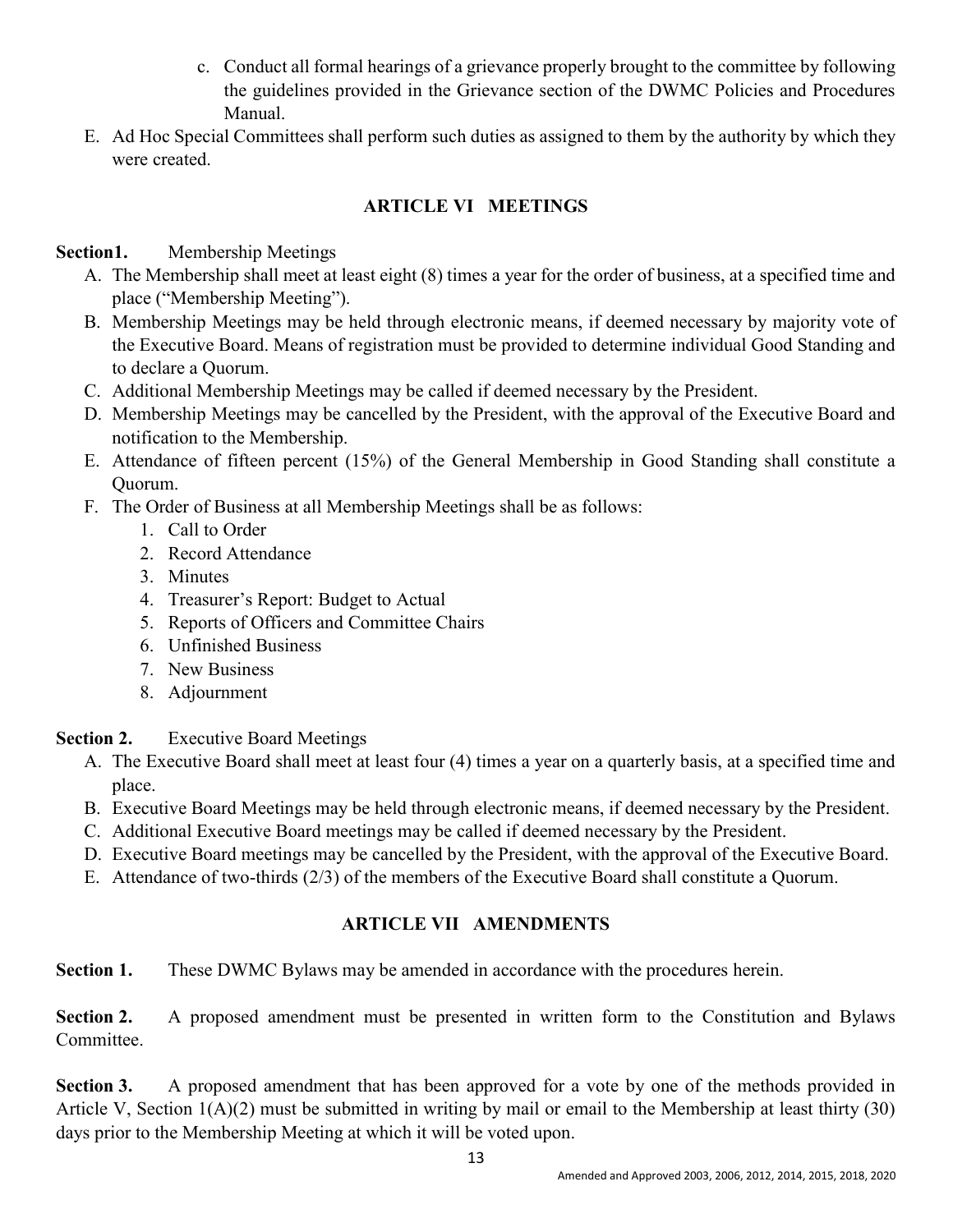c. Conduct all formal hearings of a grievance properly brought to the committee by following the guidelines provided in the Grievance section of the DWMC Policies and Procedures Manual.

E. Ad Hoc Special Committees shall perform such duties as assigned to them by the authority by which they were created.

## ARTICLE VI MEETINGS

**Section1.** Membership Meetings

A. The Membership shall meet at least eight (8) times a year for the order of business, at a specified time and place ("Membership Meeting").

B. Membership Meetings may be held through electronic means, if deemed necessary by majority vote of the Executive Board. Means of registration must be provided to determine individual Good Standing and to declare a Quorum.

C. Additional Membership Meetings may be called if deemed necessary by the President.

D. Membership Meetings may be cancelled by the President, with the approval of the Executive Board and notification to the Membership.

E. Attendance of fifteen percent (15%) of the General Membership in Good Standing shall constitute a Quorum.

F. The Order of Business at all Membership Meetings shall be as follows:

1. Call to Order
2. Record Attendance
3. Minutes
4. Treasurer's Report: Budget to Actual
5. Reports of Officers and Committee Chairs
6. Unfinished Business
7. New Business
8. Adjournment

**Section 2.** Executive Board Meetings

A. The Executive Board shall meet at least four (4) times a year on a quarterly basis, at a specified time and place.

B. Executive Board Meetings may be held through electronic means, if deemed necessary by the President.

C. Additional Executive Board meetings may be called if deemed necessary by the President.

D. Executive Board meetings may be cancelled by the President, with the approval of the Executive Board.

E. Attendance of two-thirds (2/3) of the members of the Executive Board shall constitute a Quorum.

## ARTICLE VII AMENDMENTS

**Section 1.** These DWMC Bylaws may be amended in accordance with the procedures herein.

**Section 2.** A proposed amendment must be presented in written form to the Constitution and Bylaws Committee.

**Section 3.** A proposed amendment that has been approved for a vote by one of the methods provided in Article V, Section 1(A)(2) must be submitted in writing by mail or email to the Membership at least thirty (30) days prior to the Membership Meeting at which it will be voted upon.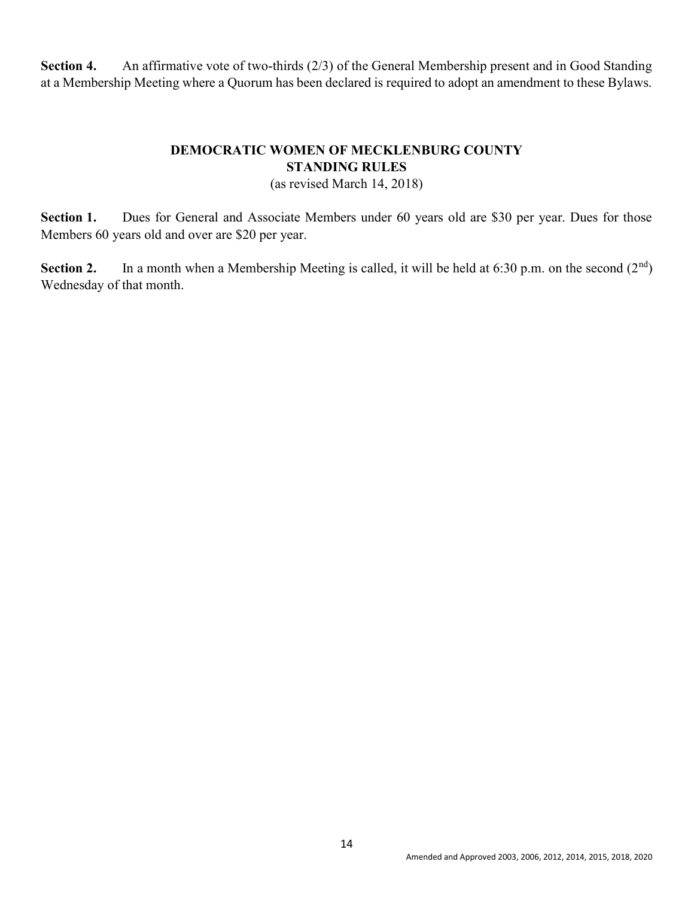**Section 4.** An affirmative vote of two-thirds (2/3) of the General Membership present and in Good Standing at a Membership Meeting where a Quorum has been declared is required to adopt an amendment to these Bylaws.

## DEMOCRATIC WOMEN OF MECKLENBURG COUNTY
## STANDING RULES

(as revised March 14, 2018)

**Section 1.** Dues for General and Associate Members under 60 years old are $30 per year. Dues for those Members 60 years old and over are $20 per year.

**Section 2.** In a month when a Membership Meeting is called, it will be held at 6:30 p.m. on the second (2nd) Wednesday of that month.